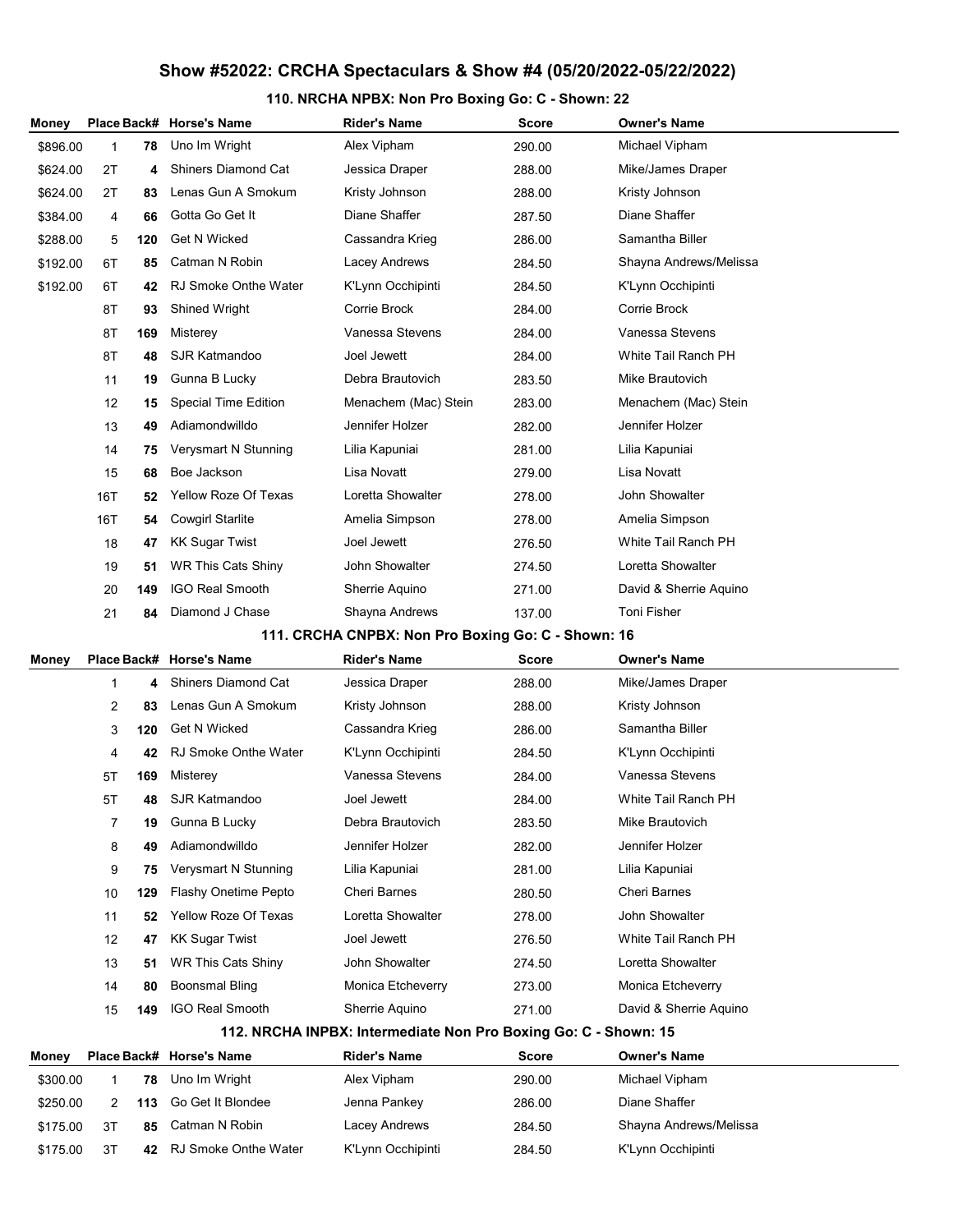# Show #52022: CRCHA Spectaculars & Show #4 (05/20/2022-05/22/2022)

## 110. NRCHA NPBX: Non Pro Boxing Go: C - Shown: 22

| Money | Place | Back# | Horse's Name | Rider's Name | Score | Owner's Name |
|---|---|---|---|---|---|---|
| $896.00 | 1 | 78 | Uno Im Wright | Alex Vipham | 290.00 | Michael Vipham |
| $624.00 | 2T | 4 | Shiners Diamond Cat | Jessica Draper | 288.00 | Mike/James Draper |
| $624.00 | 2T | 83 | Lenas Gun A Smokum | Kristy Johnson | 288.00 | Kristy Johnson |
| $384.00 | 4 | 66 | Gotta Go Get It | Diane Shaffer | 287.50 | Diane Shaffer |
| $288.00 | 5 | 120 | Get N Wicked | Cassandra Krieg | 286.00 | Samantha Biller |
| $192.00 | 6T | 85 | Catman N Robin | Lacey Andrews | 284.50 | Shayna Andrews/Melissa |
| $192.00 | 6T | 42 | RJ Smoke Onthe Water | K'Lynn Occhipinti | 284.50 | K'Lynn Occhipinti |
| | 8T | 93 | Shined Wright | Corrie Brock | 284.00 | Corrie Brock |
| | 8T | 169 | Misterey | Vanessa Stevens | 284.00 | Vanessa Stevens |
| | 8T | 48 | SJR Katmandoo | Joel Jewett | 284.00 | White Tail Ranch PH |
| | 11 | 19 | Gunna B Lucky | Debra Brautovich | 283.50 | Mike Brautovich |
| | 12 | 15 | Special Time Edition | Menachem (Mac) Stein | 283.00 | Menachem (Mac) Stein |
| | 13 | 49 | Adiamondwilldo | Jennifer Holzer | 282.00 | Jennifer Holzer |
| | 14 | 75 | Verysmart N Stunning | Lilia Kapuniai | 281.00 | Lilia Kapuniai |
| | 15 | 68 | Boe Jackson | Lisa Novatt | 279.00 | Lisa Novatt |
| | 16T | 52 | Yellow Roze Of Texas | Loretta Showalter | 278.00 | John Showalter |
| | 16T | 54 | Cowgirl Starlite | Amelia Simpson | 278.00 | Amelia Simpson |
| | 18 | 47 | KK Sugar Twist | Joel Jewett | 276.50 | White Tail Ranch PH |
| | 19 | 51 | WR This Cats Shiny | John Showalter | 274.50 | Loretta Showalter |
| | 20 | 149 | IGO Real Smooth | Sherrie Aquino | 271.00 | David & Sherrie Aquino |
| | 21 | 84 | Diamond J Chase | Shayna Andrews | 137.00 | Toni Fisher |

## 111. CRCHA CNPBX: Non Pro Boxing Go: C - Shown: 16

| Money | Place | Back# | Horse's Name | Rider's Name | Score | Owner's Name |
|---|---|---|---|---|---|---|
| | 1 | 4 | Shiners Diamond Cat | Jessica Draper | 288.00 | Mike/James Draper |
| | 2 | 83 | Lenas Gun A Smokum | Kristy Johnson | 288.00 | Kristy Johnson |
| | 3 | 120 | Get N Wicked | Cassandra Krieg | 286.00 | Samantha Biller |
| | 4 | 42 | RJ Smoke Onthe Water | K'Lynn Occhipinti | 284.50 | K'Lynn Occhipinti |
| | 5T | 169 | Misterey | Vanessa Stevens | 284.00 | Vanessa Stevens |
| | 5T | 48 | SJR Katmandoo | Joel Jewett | 284.00 | White Tail Ranch PH |
| | 7 | 19 | Gunna B Lucky | Debra Brautovich | 283.50 | Mike Brautovich |
| | 8 | 49 | Adiamondwilldo | Jennifer Holzer | 282.00 | Jennifer Holzer |
| | 9 | 75 | Verysmart N Stunning | Lilia Kapuniai | 281.00 | Lilia Kapuniai |
| | 10 | 129 | Flashy Onetime Pepto | Cheri Barnes | 280.50 | Cheri Barnes |
| | 11 | 52 | Yellow Roze Of Texas | Loretta Showalter | 278.00 | John Showalter |
| | 12 | 47 | KK Sugar Twist | Joel Jewett | 276.50 | White Tail Ranch PH |
| | 13 | 51 | WR This Cats Shiny | John Showalter | 274.50 | Loretta Showalter |
| | 14 | 80 | Boonsmal Bling | Monica Etcheverry | 273.00 | Monica Etcheverry |
| | 15 | 149 | IGO Real Smooth | Sherrie Aquino | 271.00 | David & Sherrie Aquino |

## 112. NRCHA INPBX: Intermediate Non Pro Boxing Go: C - Shown: 15

| Money | Place | Back# | Horse's Name | Rider's Name | Score | Owner's Name |
|---|---|---|---|---|---|---|
| $300.00 | 1 | 78 | Uno Im Wright | Alex Vipham | 290.00 | Michael Vipham |
| $250.00 | 2 | 113 | Go Get It Blondee | Jenna Pankey | 286.00 | Diane Shaffer |
| $175.00 | 3T | 85 | Catman N Robin | Lacey Andrews | 284.50 | Shayna Andrews/Melissa |
| $175.00 | 3T | 42 | RJ Smoke Onthe Water | K'Lynn Occhipinti | 284.50 | K'Lynn Occhipinti |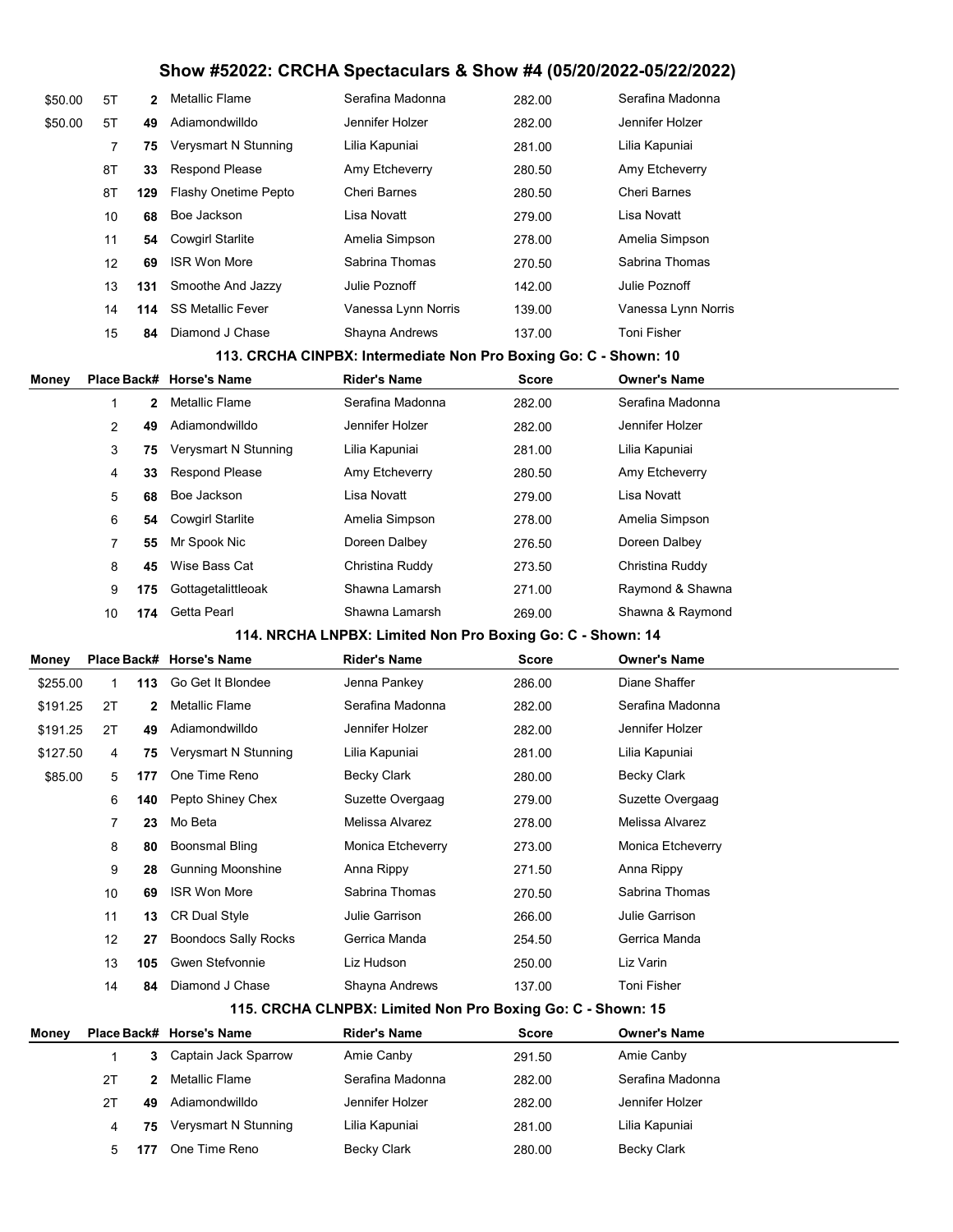# Show #52022: CRCHA Spectaculars & Show #4 (05/20/2022-05/22/2022)

| Money | Place | Back# | Horse's Name | Rider's Name | Score | Owner's Name |
|---|---|---|---|---|---|---|
| $50.00 | 5T | 2 | Metallic Flame | Serafina Madonna | 282.00 | Serafina Madonna |
| $50.00 | 5T | 49 | Adiamondwilldo | Jennifer Holzer | 282.00 | Jennifer Holzer |
| | 7 | 75 | Verysmart N Stunning | Lilia Kapuniai | 281.00 | Lilia Kapuniai |
| | 8T | 33 | Respond Please | Amy Etcheverry | 280.50 | Amy Etcheverry |
| | 8T | 129 | Flashy Onetime Pepto | Cheri Barnes | 280.50 | Cheri Barnes |
| | 10 | 68 | Boe Jackson | Lisa Novatt | 279.00 | Lisa Novatt |
| | 11 | 54 | Cowgirl Starlite | Amelia Simpson | 278.00 | Amelia Simpson |
| | 12 | 69 | ISR Won More | Sabrina Thomas | 270.50 | Sabrina Thomas |
| | 13 | 131 | Smoothe And Jazzy | Julie Poznoff | 142.00 | Julie Poznoff |
| | 14 | 114 | SS Metallic Fever | Vanessa Lynn Norris | 139.00 | Vanessa Lynn Norris |
| | 15 | 84 | Diamond J Chase | Shayna Andrews | 137.00 | Toni Fisher |

### 113. CRCHA CINPBX: Intermediate Non Pro Boxing Go: C - Shown: 10

| Money | Place | Back# | Horse's Name | Rider's Name | Score | Owner's Name |
|---|---|---|---|---|---|---|
| | 1 | 2 | Metallic Flame | Serafina Madonna | 282.00 | Serafina Madonna |
| | 2 | 49 | Adiamondwilldo | Jennifer Holzer | 282.00 | Jennifer Holzer |
| | 3 | 75 | Verysmart N Stunning | Lilia Kapuniai | 281.00 | Lilia Kapuniai |
| | 4 | 33 | Respond Please | Amy Etcheverry | 280.50 | Amy Etcheverry |
| | 5 | 68 | Boe Jackson | Lisa Novatt | 279.00 | Lisa Novatt |
| | 6 | 54 | Cowgirl Starlite | Amelia Simpson | 278.00 | Amelia Simpson |
| | 7 | 55 | Mr Spook Nic | Doreen Dalbey | 276.50 | Doreen Dalbey |
| | 8 | 45 | Wise Bass Cat | Christina Ruddy | 273.50 | Christina Ruddy |
| | 9 | 175 | Gottagetalittleoak | Shawna Lamarsh | 271.00 | Raymond & Shawna |
| | 10 | 174 | Getta Pearl | Shawna Lamarsh | 269.00 | Shawna & Raymond |

### 114. NRCHA LNPBX: Limited Non Pro Boxing Go: C - Shown: 14

| Money | Place | Back# | Horse's Name | Rider's Name | Score | Owner's Name |
|---|---|---|---|---|---|---|
| $255.00 | 1 | 113 | Go Get It Blondee | Jenna Pankey | 286.00 | Diane Shaffer |
| $191.25 | 2T | 2 | Metallic Flame | Serafina Madonna | 282.00 | Serafina Madonna |
| $191.25 | 2T | 49 | Adiamondwilldo | Jennifer Holzer | 282.00 | Jennifer Holzer |
| $127.50 | 4 | 75 | Verysmart N Stunning | Lilia Kapuniai | 281.00 | Lilia Kapuniai |
| $85.00 | 5 | 177 | One Time Reno | Becky Clark | 280.00 | Becky Clark |
| | 6 | 140 | Pepto Shiney Chex | Suzette Overgaag | 279.00 | Suzette Overgaag |
| | 7 | 23 | Mo Beta | Melissa Alvarez | 278.00 | Melissa Alvarez |
| | 8 | 80 | Boonsmal Bling | Monica Etcheverry | 273.00 | Monica Etcheverry |
| | 9 | 28 | Gunning Moonshine | Anna Rippy | 271.50 | Anna Rippy |
| | 10 | 69 | ISR Won More | Sabrina Thomas | 270.50 | Sabrina Thomas |
| | 11 | 13 | CR Dual Style | Julie Garrison | 266.00 | Julie Garrison |
| | 12 | 27 | Boondocs Sally Rocks | Gerrica Manda | 254.50 | Gerrica Manda |
| | 13 | 105 | Gwen Stefvonnie | Liz Hudson | 250.00 | Liz Varin |
| | 14 | 84 | Diamond J Chase | Shayna Andrews | 137.00 | Toni Fisher |

### 115. CRCHA CLNPBX: Limited Non Pro Boxing Go: C - Shown: 15

| Money | Place | Back# | Horse's Name | Rider's Name | Score | Owner's Name |
|---|---|---|---|---|---|---|
| | 1 | 3 | Captain Jack Sparrow | Amie Canby | 291.50 | Amie Canby |
| | 2T | 2 | Metallic Flame | Serafina Madonna | 282.00 | Serafina Madonna |
| | 2T | 49 | Adiamondwilldo | Jennifer Holzer | 282.00 | Jennifer Holzer |
| | 4 | 75 | Verysmart N Stunning | Lilia Kapuniai | 281.00 | Lilia Kapuniai |
| | 5 | 177 | One Time Reno | Becky Clark | 280.00 | Becky Clark |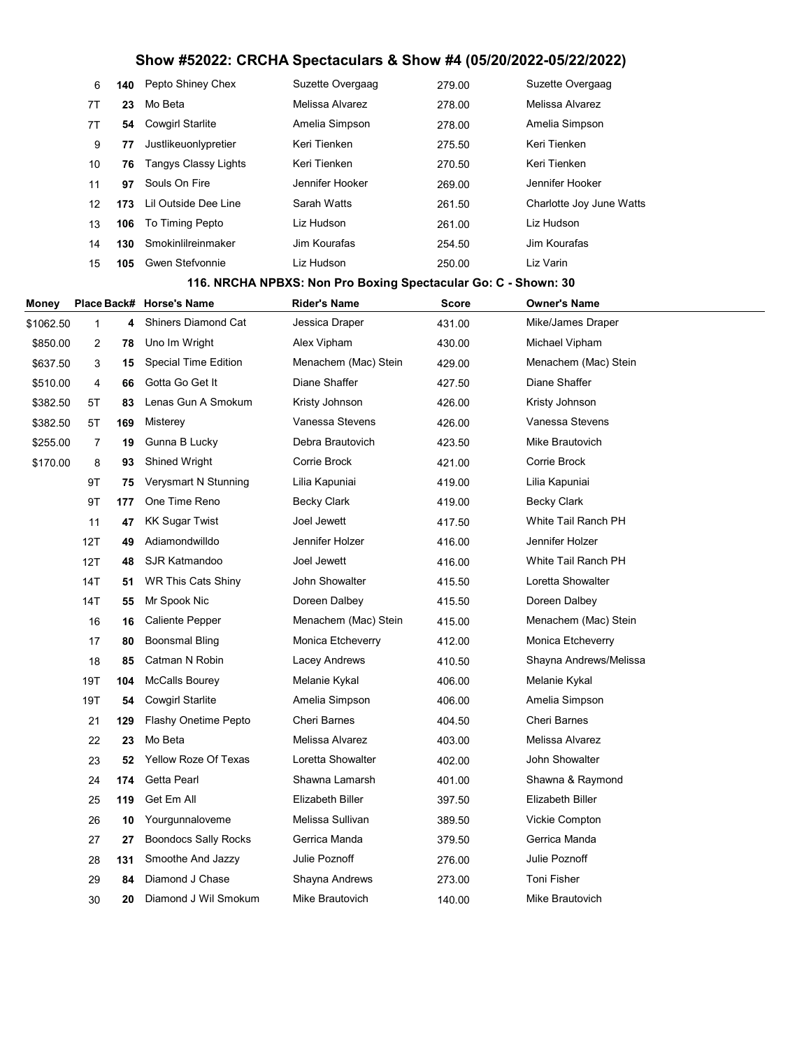# Show #52022: CRCHA Spectaculars & Show #4 (05/20/2022-05/22/2022)

| Money | Place | Back# | Horse's Name | Rider's Name | Score | Owner's Name |
|---|---|---|---|---|---|---|
| | 6 | 140 | Pepto Shiney Chex | Suzette Overgaag | 279.00 | Suzette Overgaag |
| | 7T | 23 | Mo Beta | Melissa Alvarez | 278.00 | Melissa Alvarez |
| | 7T | 54 | Cowgirl Starlite | Amelia Simpson | 278.00 | Amelia Simpson |
| | 9 | 77 | Justlikeuonlypretier | Keri Tienken | 275.50 | Keri Tienken |
| | 10 | 76 | Tangys Classy Lights | Keri Tienken | 270.50 | Keri Tienken |
| | 11 | 97 | Souls On Fire | Jennifer Hooker | 269.00 | Jennifer Hooker |
| | 12 | 173 | Lil Outside Dee Line | Sarah Watts | 261.50 | Charlotte Joy June Watts |
| | 13 | 106 | To Timing Pepto | Liz Hudson | 261.00 | Liz Hudson |
| | 14 | 130 | Smokinlilreinmaker | Jim Kourafas | 254.50 | Jim Kourafas |
| | 15 | 105 | Gwen Stefvonnie | Liz Hudson | 250.00 | Liz Varin |

## 116. NRCHA NPBXS: Non Pro Boxing Spectacular Go: C - Shown: 30

| Money | Place | Back# | Horse's Name | Rider's Name | Score | Owner's Name |
|---|---|---|---|---|---|---|
| $1062.50 | 1 | 4 | Shiners Diamond Cat | Jessica Draper | 431.00 | Mike/James Draper |
| $850.00 | 2 | 78 | Uno Im Wright | Alex Vipham | 430.00 | Michael Vipham |
| $637.50 | 3 | 15 | Special Time Edition | Menachem (Mac) Stein | 429.00 | Menachem (Mac) Stein |
| $510.00 | 4 | 66 | Gotta Go Get It | Diane Shaffer | 427.50 | Diane Shaffer |
| $382.50 | 5T | 83 | Lenas Gun A Smokum | Kristy Johnson | 426.00 | Kristy Johnson |
| $382.50 | 5T | 169 | Misterey | Vanessa Stevens | 426.00 | Vanessa Stevens |
| $255.00 | 7 | 19 | Gunna B Lucky | Debra Brautovich | 423.50 | Mike Brautovich |
| $170.00 | 8 | 93 | Shined Wright | Corrie Brock | 421.00 | Corrie Brock |
| | 9T | 75 | Verysmart N Stunning | Lilia Kapuniai | 419.00 | Lilia Kapuniai |
| | 9T | 177 | One Time Reno | Becky Clark | 419.00 | Becky Clark |
| | 11 | 47 | KK Sugar Twist | Joel Jewett | 417.50 | White Tail Ranch PH |
| | 12T | 49 | Adiamondwilldo | Jennifer Holzer | 416.00 | Jennifer Holzer |
| | 12T | 48 | SJR Katmandoo | Joel Jewett | 416.00 | White Tail Ranch PH |
| | 14T | 51 | WR This Cats Shiny | John Showalter | 415.50 | Loretta Showalter |
| | 14T | 55 | Mr Spook Nic | Doreen Dalbey | 415.50 | Doreen Dalbey |
| | 16 | 16 | Caliente Pepper | Menachem (Mac) Stein | 415.00 | Menachem (Mac) Stein |
| | 17 | 80 | Boonsmal Bling | Monica Etcheverry | 412.00 | Monica Etcheverry |
| | 18 | 85 | Catman N Robin | Lacey Andrews | 410.50 | Shayna Andrews/Melissa |
| | 19T | 104 | McCalls Bourey | Melanie Kykal | 406.00 | Melanie Kykal |
| | 19T | 54 | Cowgirl Starlite | Amelia Simpson | 406.00 | Amelia Simpson |
| | 21 | 129 | Flashy Onetime Pepto | Cheri Barnes | 404.50 | Cheri Barnes |
| | 22 | 23 | Mo Beta | Melissa Alvarez | 403.00 | Melissa Alvarez |
| | 23 | 52 | Yellow Roze Of Texas | Loretta Showalter | 402.00 | John Showalter |
| | 24 | 174 | Getta Pearl | Shawna Lamarsh | 401.00 | Shawna & Raymond |
| | 25 | 119 | Get Em All | Elizabeth Biller | 397.50 | Elizabeth Biller |
| | 26 | 10 | Yourgunnaloveme | Melissa Sullivan | 389.50 | Vickie Compton |
| | 27 | 27 | Boondocs Sally Rocks | Gerrica Manda | 379.50 | Gerrica Manda |
| | 28 | 131 | Smoothe And Jazzy | Julie Poznoff | 276.00 | Julie Poznoff |
| | 29 | 84 | Diamond J Chase | Shayna Andrews | 273.00 | Toni Fisher |
| | 30 | 20 | Diamond J Wil Smokum | Mike Brautovich | 140.00 | Mike Brautovich |